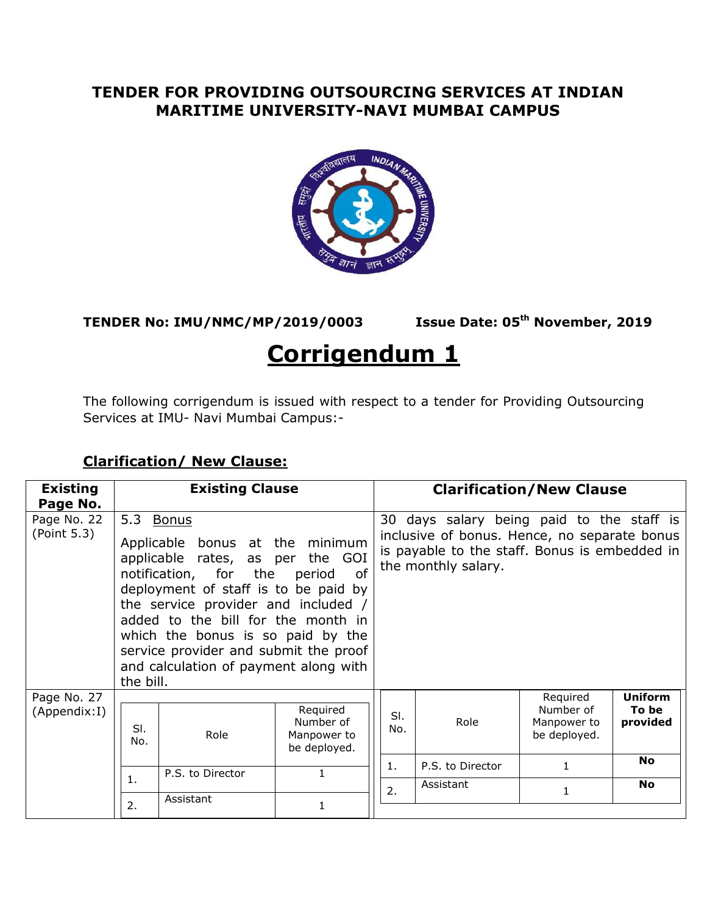# TENDER FOR PROVIDING OUTSOURCING SERVICES AT INDIAN MARITIME UNIVERSITY-NAVI MUMBAI CAMPUS

**TENDER No: IMU/NMC/MP/2019/0003** **Issue Date: 05th November, 2019**

# Corrigendum 1

The following corrigendum is issued with respect to a tender for Providing Outsourcing Services at IMU- Navi Mumbai Campus:-

## Clarification/ New Clause:

| Existing Page No. | Existing Clause | Clarification/New Clause |
|---|---|---|
| Page No. 22 (Point 5.3) | 5.3 Bonus<br><br>Applicable bonus at the minimum applicable rates, as per the GOI notification, for the period of deployment of staff is to be paid by the service provider and included / added to the bill for the month in which the bonus is so paid by the service provider and submit the proof and calculation of payment along with the bill. | 30 days salary being paid to the staff is inclusive of bonus. Hence, no separate bonus is payable to the staff. Bonus is embedded in the monthly salary. |
| Page No. 27 (Appendix:I) | Sl. No. / Role / Required Number of Manpower to be deployed.<br>1. / P.S. to Director / 1<br>2. / Assistant / 1 | Sl. No. / Role / Required Number of Manpower to be deployed. / **Uniform To be provided**<br>1. / P.S. to Director / 1 / **No**<br>2. / Assistant / 1 / **No** |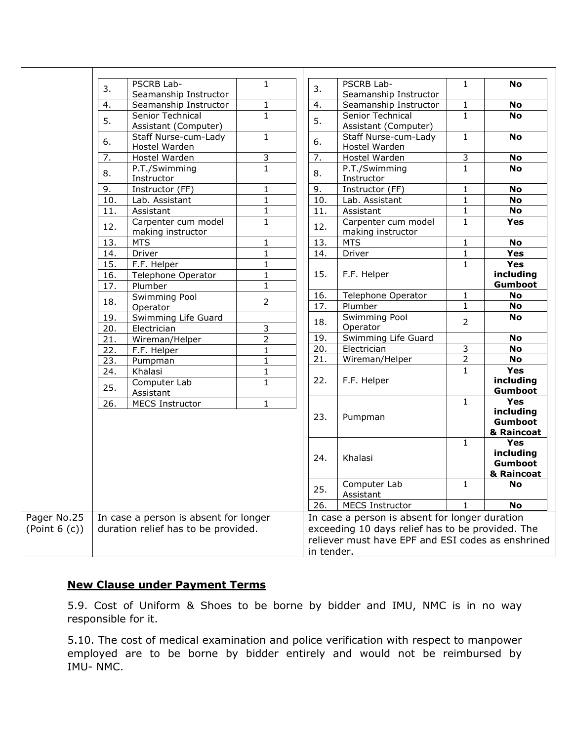| | | |
|---|---|---|
| | <table><tr><td>3.</td><td>PSCRB Lab-Seamanship Instructor</td><td>1</td></tr><tr><td>4.</td><td>Seamanship Instructor</td><td>1</td></tr><tr><td>5.</td><td>Senior Technical Assistant (Computer)</td><td>1</td></tr><tr><td>6.</td><td>Staff Nurse-cum-Lady Hostel Warden</td><td>1</td></tr><tr><td>7.</td><td>Hostel Warden</td><td>3</td></tr><tr><td>8.</td><td>P.T./Swimming Instructor</td><td>1</td></tr><tr><td>9.</td><td>Instructor (FF)</td><td>1</td></tr><tr><td>10.</td><td>Lab. Assistant</td><td>1</td></tr><tr><td>11.</td><td>Assistant</td><td>1</td></tr><tr><td>12.</td><td>Carpenter cum model making instructor</td><td>1</td></tr><tr><td>13.</td><td>MTS</td><td>1</td></tr><tr><td>14.</td><td>Driver</td><td>1</td></tr><tr><td>15.</td><td>F.F. Helper</td><td>1</td></tr><tr><td>16.</td><td>Telephone Operator</td><td>1</td></tr><tr><td>17.</td><td>Plumber</td><td>1</td></tr><tr><td>18.</td><td>Swimming Pool Operator</td><td>2</td></tr><tr><td>19.</td><td>Swimming Life Guard</td><td></td></tr><tr><td>20.</td><td>Electrician</td><td>3</td></tr><tr><td>21.</td><td>Wireman/Helper</td><td>2</td></tr><tr><td>22.</td><td>F.F. Helper</td><td>1</td></tr><tr><td>23.</td><td>Pumpman</td><td>1</td></tr><tr><td>24.</td><td>Khalasi</td><td>1</td></tr><tr><td>25.</td><td>Computer Lab Assistant</td><td>1</td></tr><tr><td>26.</td><td>MECS Instructor</td><td>1</td></tr></table> | <table><tr><td>3.</td><td>PSCRB Lab-Seamanship Instructor</td><td>1</td><td>**No**</td></tr><tr><td>4.</td><td>Seamanship Instructor</td><td>1</td><td>**No**</td></tr><tr><td>5.</td><td>Senior Technical Assistant (Computer)</td><td>1</td><td>**No**</td></tr><tr><td>6.</td><td>Staff Nurse-cum-Lady Hostel Warden</td><td>1</td><td>**No**</td></tr><tr><td>7.</td><td>Hostel Warden</td><td>3</td><td>**No**</td></tr><tr><td>8.</td><td>P.T./Swimming Instructor</td><td>1</td><td>**No**</td></tr><tr><td>9.</td><td>Instructor (FF)</td><td>1</td><td>**No**</td></tr><tr><td>10.</td><td>Lab. Assistant</td><td>1</td><td>**No**</td></tr><tr><td>11.</td><td>Assistant</td><td>1</td><td>**No**</td></tr><tr><td>12.</td><td>Carpenter cum model making instructor</td><td>1</td><td>**Yes**</td></tr><tr><td>13.</td><td>MTS</td><td>1</td><td>**No**</td></tr><tr><td>14.</td><td>Driver</td><td>1</td><td>**Yes**</td></tr><tr><td>15.</td><td>F.F. Helper</td><td>1</td><td>**Yes including Gumboot**</td></tr><tr><td>16.</td><td>Telephone Operator</td><td>1</td><td>**No**</td></tr><tr><td>17.</td><td>Plumber</td><td>1</td><td>**No**</td></tr><tr><td>18.</td><td>Swimming Pool Operator</td><td>2</td><td>**No**</td></tr><tr><td>19.</td><td>Swimming Life Guard</td><td></td><td>**No**</td></tr><tr><td>20.</td><td>Electrician</td><td>3</td><td>**No**</td></tr><tr><td>21.</td><td>Wireman/Helper</td><td>2</td><td>**No**</td></tr><tr><td>22.</td><td>F.F. Helper</td><td>1</td><td>**Yes including Gumboot**</td></tr><tr><td>23.</td><td>Pumpman</td><td>1</td><td>**Yes including Gumboot & Raincoat**</td></tr><tr><td>24.</td><td>Khalasi</td><td>1</td><td>**Yes including Gumboot & Raincoat**</td></tr><tr><td>25.</td><td>Computer Lab Assistant</td><td>1</td><td>**No**</td></tr><tr><td>26.</td><td>MECS Instructor</td><td>1</td><td>**No**</td></tr></table> |
| Pager No.25 (Point 6 (c)) | In case a person is absent for longer duration relief has to be provided. | In case a person is absent for longer duration exceeding 10 days relief has to be provided. The reliever must have EPF and ESI codes as enshrined in tender. |

## New Clause under Payment Terms

5.9. Cost of Uniform & Shoes to be borne by bidder and IMU, NMC is in no way responsible for it.

5.10. The cost of medical examination and police verification with respect to manpower employed are to be borne by bidder entirely and would not be reimbursed by IMU- NMC.